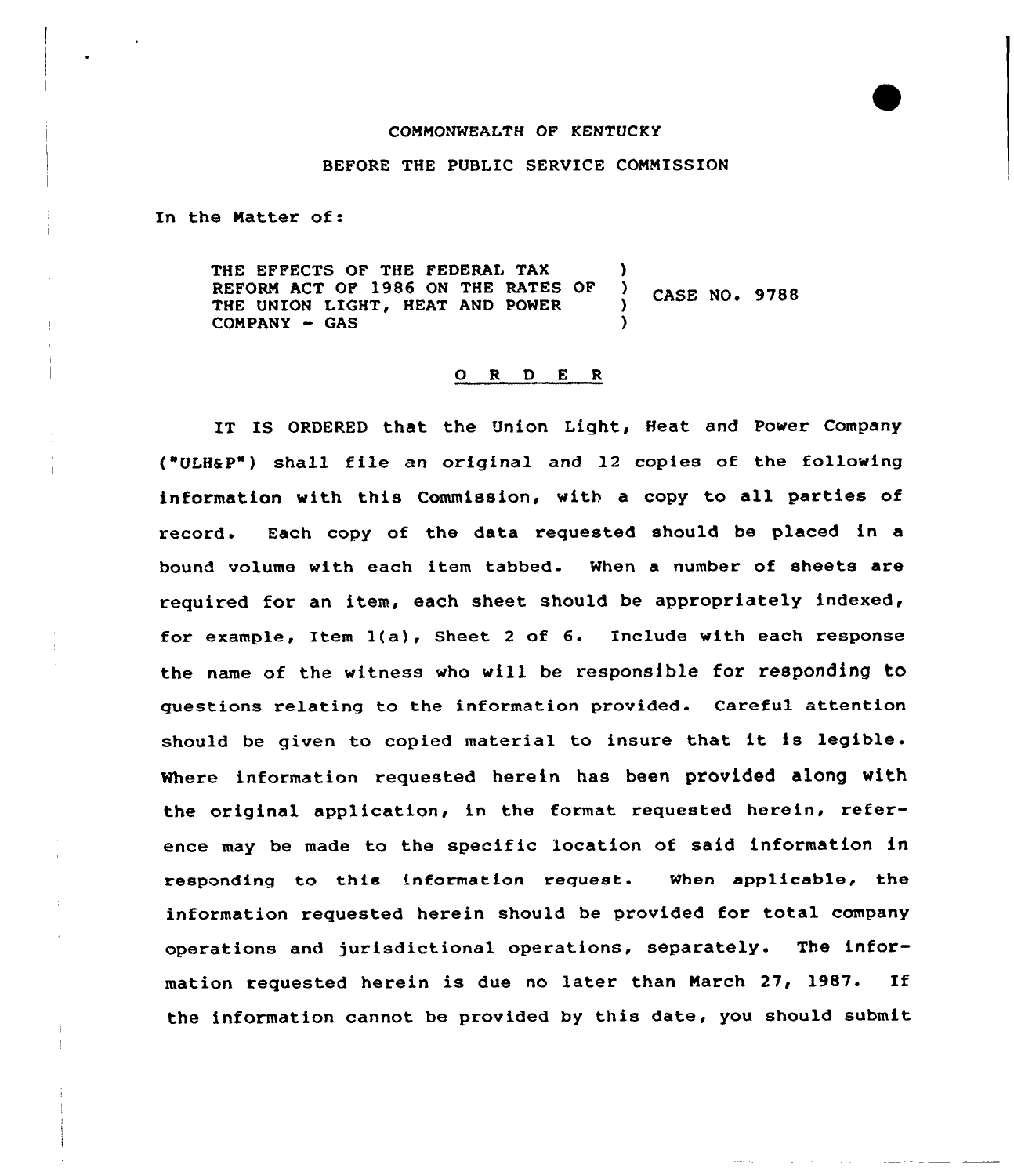COMMONWEALTH OF KENTUCKY

BEFORE THE PUBLIC SERVICE COMMISSION

In the Matter of:

| | | |
|---|---|---|
| THE EFFECTS OF THE FEDERAL TAX REFORM ACT OF 1986 ON THE RATES OF THE UNION LIGHT, HEAT AND POWER COMPANY - GAS | ) ) ) ) | CASE NO. 9788 |

## O R D E R

IT IS ORDERED that the Union Light, Heat and Power Company ("ULH&P") shall file an original and 12 copies of the following information with this Commission, with a copy to all parties of record. Each copy of the data requested should be placed in a bound volume with each item tabbed. When a number of sheets are required for an item, each sheet should be appropriately indexed, for example, Item 1(a), Sheet 2 of 6. Include with each response the name of the witness who will be responsible for responding to questions relating to the information provided. Careful attention should be given to copied material to insure that it is legible. Where information requested herein has been provided along with the original application, in the format requested herein, reference may be made to the specific location of said information in responding to this information request. When applicable, the information requested herein should be provided for total company operations and jurisdictional operations, separately. The information requested herein is due no later than March 27, 1987. If the information cannot be provided by this date, you should submit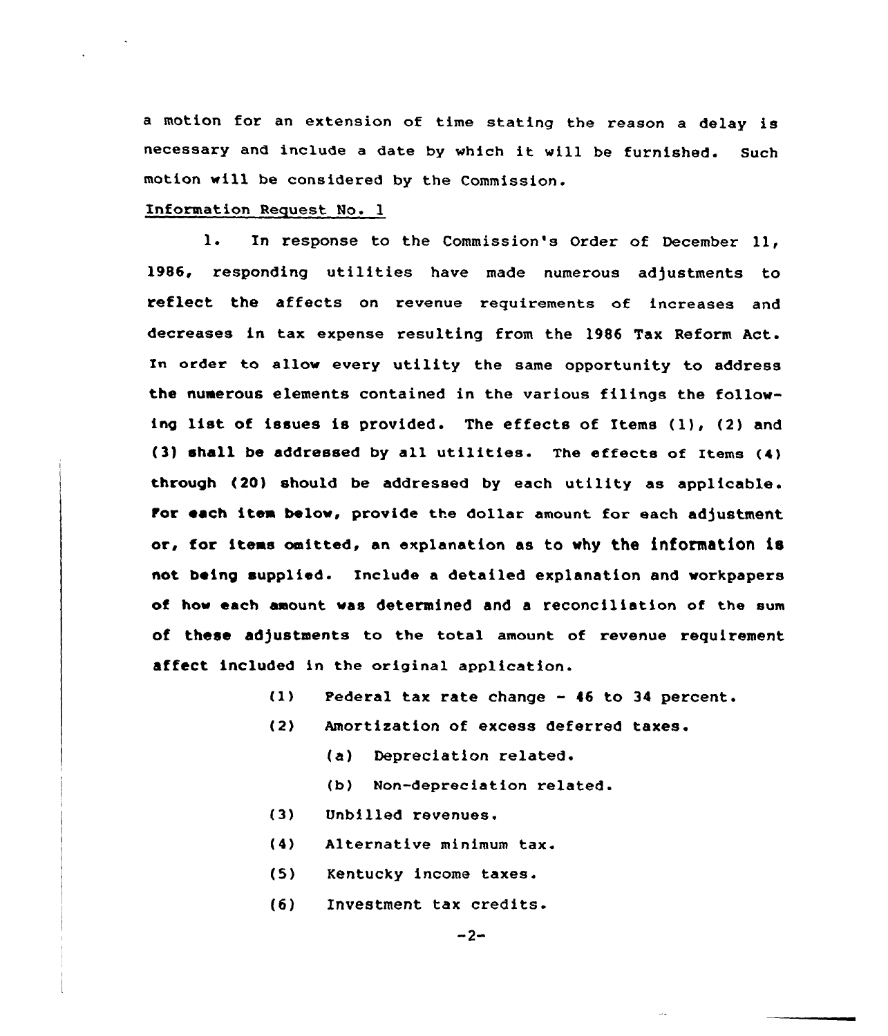a motion for an extension of time stating the reason a delay is necessary and include a date by which it will be furnished. Such motion will be considered by the Commission.

Information Request No. 1

1. In response to the Commission's Order of December 11, 1986, responding utilities have made numerous adjustments to reflect the affects on revenue requirements of increases and decreases in tax expense resulting from the 1986 Tax Reform Act. In order to allow every utility the same opportunity to address the numerous elements contained in the various filings the following list of issues is provided. The effects of Items (1), (2) and (3) shall be addressed by all utilities. The effects of Items (4) through (20) should be addressed by each utility as applicable. For each item below, provide the dollar amount for each adjustment or, for items omitted, an explanation as to why the information is not being supplied. Include a detailed explanation and workpapers of how each amount was determined and a reconciliation of the sum of these adjustments to the total amount of revenue requirement affect included in the original application.

(1) Federal tax rate change - 46 to 34 percent.

(2) Amortization of excess deferred taxes.

(a) Depreciation related.

(b) Non-depreciation related.

(3) Unbilled revenues.

(4) Alternative minimum tax.

(5) Kentucky income taxes.

(6) Investment tax credits.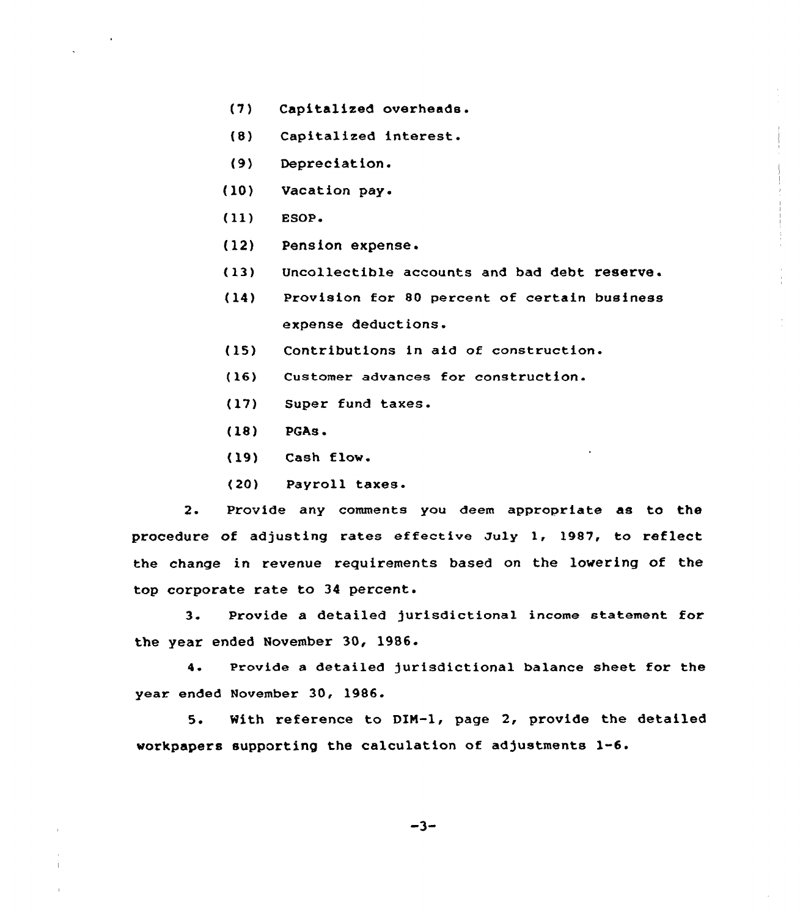(7) Capitalized overheads.

(8) Capitalized interest.

(9) Depreciation.

(10) Vacation pay.

(11) ESOP.

(12) Pension expense.

(13) Uncollectible accounts and bad debt reserve.

(14) Provision for 80 percent of certain business expense deductions.

(15) Contributions in aid of construction.

(16) Customer advances for construction.

(17) Super fund taxes.

(18) PGAs.

(19) Cash flow.

(20) Payroll taxes.

2. Provide any comments you deem appropriate as to the procedure of adjusting rates effective July 1, 1987, to reflect the change in revenue requirements based on the lowering of the top corporate rate to 34 percent.

3. Provide a detailed jurisdictional income statement for the year ended November 30, 1986.

4. Provide a detailed jurisdictional balance sheet for the year ended November 30, 1986.

5. With reference to DIM-1, page 2, provide the detailed workpapers supporting the calculation of adjustments 1-6.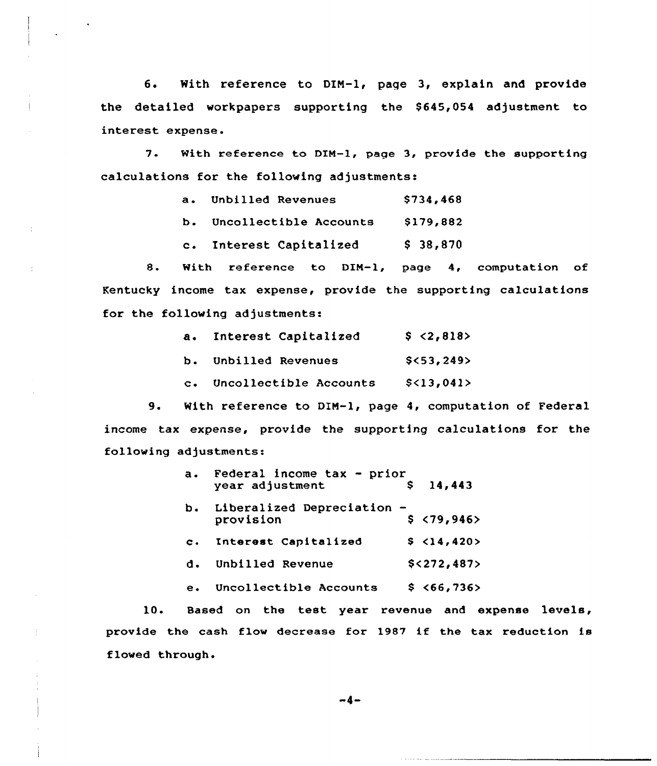6. With reference to DIM-1, page 3, explain and provide the detailed workpapers supporting the $645,054 adjustment to interest expense.

7. With reference to DIM-1, page 3, provide the supporting calculations for the following adjustments:

| | | |
|---|---|---|
| a. | Unbilled Revenues | $734,468 |
| b. | Uncollectible Accounts | $179,882 |
| c. | Interest Capitalized | $ 38,870 |

8. With reference to DIM-1, page 4, computation of Kentucky income tax expense, provide the supporting calculations for the following adjustments:

| | | |
|---|---|---|
| a. | Interest Capitalized | $ <2,818> |
| b. | Unbilled Revenues | $<53,249> |
| c. | Uncollectible Accounts | $<13,041> |

9. With reference to DIM-1, page 4, computation of Federal income tax expense, provide the supporting calculations for the following adjustments:

| | | |
|---|---|---|
| a. | Federal income tax - prior year adjustment | $ 14,443 |
| b. | Liberalized Depreciation - provision | $ <79,946> |
| c. | Interest Capitalized | $ <14,420> |
| d. | Unbilled Revenue | $<272,487> |
| e. | Uncollectible Accounts | $ <66,736> |

10. Based on the test year revenue and expense levels, provide the cash flow decrease for 1987 if the tax reduction is flowed through.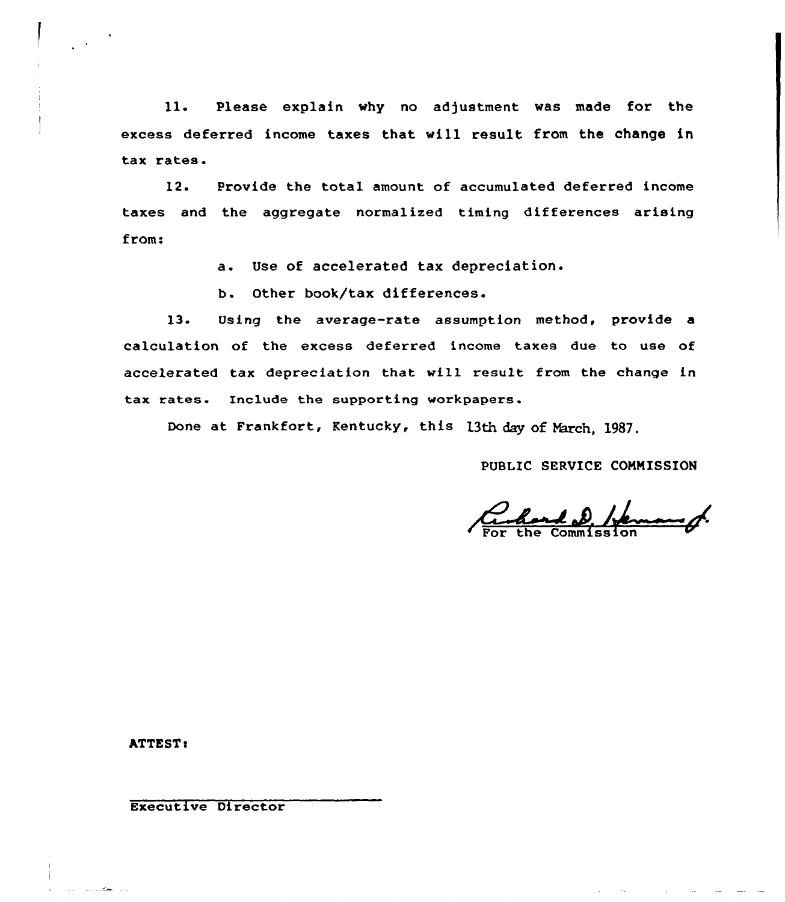11. Please explain why no adjustment was made for the excess deferred income taxes that will result from the change in tax rates.

12. Provide the total amount of accumulated deferred income taxes and the aggregate normalized timing differences arising from:

a. Use of accelerated tax depreciation.

b. Other book/tax differences.

13. Using the average-rate assumption method, provide a calculation of the excess deferred income taxes due to use of accelerated tax depreciation that will result from the change in tax rates. Include the supporting workpapers.

Done at Frankfort, Kentucky, this 13th day of March, 1987.

PUBLIC SERVICE COMMISSION

For the Commission

ATTEST:

Executive Director